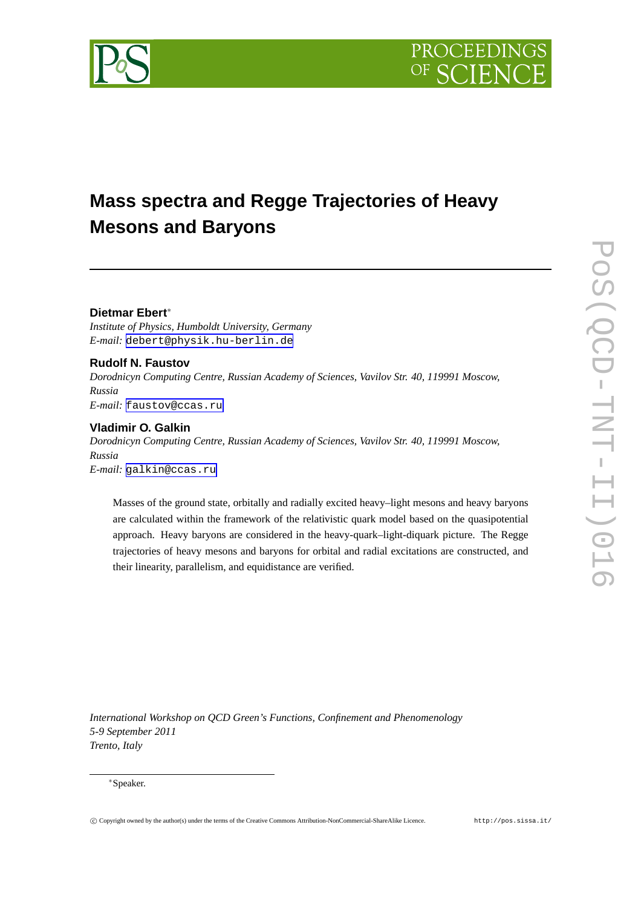# Mass spectra and Regge Trajectories of Heavy Mesons and Baryons

**Dietmar Ebert***

*Institute of Physics, Humboldt University, Germany*

*E-mail:* debert@physik.hu-berlin.de

**Rudolf N. Faustov**

*Dorodnicyn Computing Centre, Russian Academy of Sciences, Vavilov Str. 40, 119991 Moscow, Russia*

*E-mail:* faustov@ccas.ru

**Vladimir O. Galkin**

*Dorodnicyn Computing Centre, Russian Academy of Sciences, Vavilov Str. 40, 119991 Moscow, Russia*

*E-mail:* galkin@ccas.ru

Masses of the ground state, orbitally and radially excited heavy–light mesons and heavy baryons are calculated within the framework of the relativistic quark model based on the quasipotential approach. Heavy baryons are considered in the heavy-quark–light-diquark picture. The Regge trajectories of heavy mesons and baryons for orbital and radial excitations are constructed, and their linearity, parallelism, and equidistance are verified.

*International Workshop on QCD Green's Functions, Confinement and Phenomenology*
*5-9 September 2011*
*Trento, Italy*

*Speaker.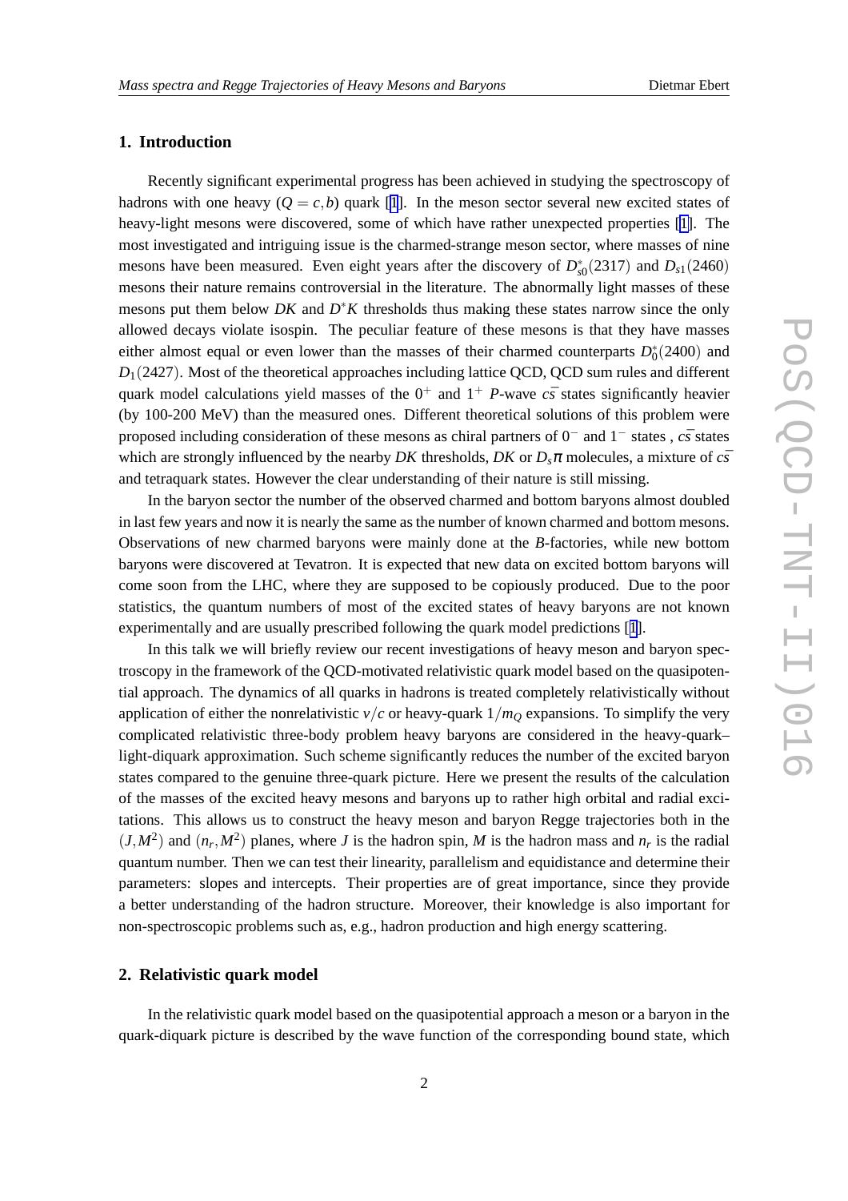## 1. Introduction

Recently significant experimental progress has been achieved in studying the spectroscopy of hadrons with one heavy ($Q = c, b$) quark [1]. In the meson sector several new excited states of heavy-light mesons were discovered, some of which have rather unexpected properties [1]. The most investigated and intriguing issue is the charmed-strange meson sector, where masses of nine mesons have been measured. Even eight years after the discovery of $D_{s0}^*(2317)$ and $D_{s1}(2460)$ mesons their nature remains controversial in the literature. The abnormally light masses of these mesons put them below $DK$ and $D^*K$ thresholds thus making these states narrow since the only allowed decays violate isospin. The peculiar feature of these mesons is that they have masses either almost equal or even lower than the masses of their charmed counterparts $D_0^*(2400)$ and $D_1(2427)$. Most of the theoretical approaches including lattice QCD, QCD sum rules and different quark model calculations yield masses of the $0^+$ and $1^+$ $P$-wave $c\bar{s}$ states significantly heavier (by 100-200 MeV) than the measured ones. Different theoretical solutions of this problem were proposed including consideration of these mesons as chiral partners of $0^-$ and $1^-$ states , $c\bar{s}$ states which are strongly influenced by the nearby $DK$ thresholds, $DK$ or $D_s\pi$ molecules, a mixture of $c\bar{s}$ and tetraquark states. However the clear understanding of their nature is still missing.

In the baryon sector the number of the observed charmed and bottom baryons almost doubled in last few years and now it is nearly the same as the number of known charmed and bottom mesons. Observations of new charmed baryons were mainly done at the $B$-factories, while new bottom baryons were discovered at Tevatron. It is expected that new data on excited bottom baryons will come soon from the LHC, where they are supposed to be copiously produced. Due to the poor statistics, the quantum numbers of most of the excited states of heavy baryons are not known experimentally and are usually prescribed following the quark model predictions [1].

In this talk we will briefly review our recent investigations of heavy meson and baryon spectroscopy in the framework of the QCD-motivated relativistic quark model based on the quasipotential approach. The dynamics of all quarks in hadrons is treated completely relativistically without application of either the nonrelativistic $v/c$ or heavy-quark $1/m_Q$ expansions. To simplify the very complicated relativistic three-body problem heavy baryons are considered in the heavy-quark–light-diquark approximation. Such scheme significantly reduces the number of the excited baryon states compared to the genuine three-quark picture. Here we present the results of the calculation of the masses of the excited heavy mesons and baryons up to rather high orbital and radial excitations. This allows us to construct the heavy meson and baryon Regge trajectories both in the $(J, M^2)$ and $(n_r, M^2)$ planes, where $J$ is the hadron spin, $M$ is the hadron mass and $n_r$ is the radial quantum number. Then we can test their linearity, parallelism and equidistance and determine their parameters: slopes and intercepts. Their properties are of great importance, since they provide a better understanding of the hadron structure. Moreover, their knowledge is also important for non-spectroscopic problems such as, e.g., hadron production and high energy scattering.

## 2. Relativistic quark model

In the relativistic quark model based on the quasipotential approach a meson or a baryon in the quark-diquark picture is described by the wave function of the corresponding bound state, which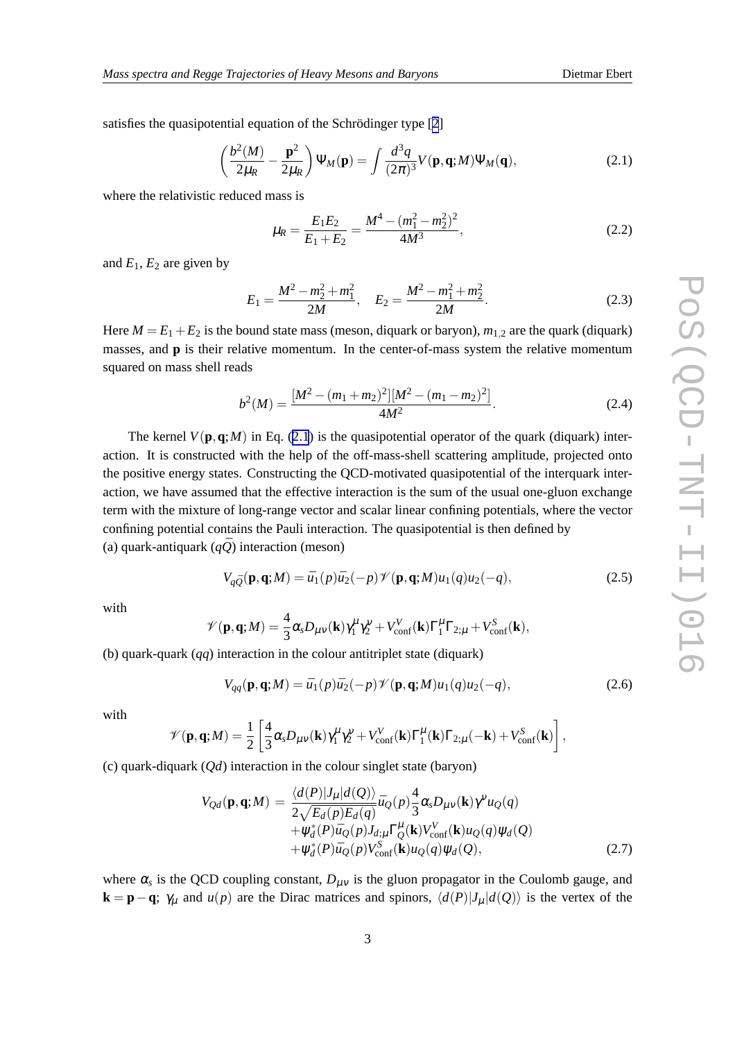satisfies the quasipotential equation of the Schrödinger type [2]

$$\left(\frac{b^2(M)}{2\mu_R} - \frac{\mathbf{p}^2}{2\mu_R}\right)\Psi_M(\mathbf{p}) = \int \frac{d^3q}{(2\pi)^3} V(\mathbf{p},\mathbf{q};M)\Psi_M(\mathbf{q}), \tag{2.1}$$

where the relativistic reduced mass is

$$\mu_R = \frac{E_1 E_2}{E_1 + E_2} = \frac{M^4 - (m_1^2 - m_2^2)^2}{4M^3}, \tag{2.2}$$

and $E_1$, $E_2$ are given by

$$E_1 = \frac{M^2 - m_2^2 + m_1^2}{2M}, \quad E_2 = \frac{M^2 - m_1^2 + m_2^2}{2M}. \tag{2.3}$$

Here $M = E_1 + E_2$ is the bound state mass (meson, diquark or baryon), $m_{1,2}$ are the quark (diquark) masses, and $\mathbf{p}$ is their relative momentum. In the center-of-mass system the relative momentum squared on mass shell reads

$$b^2(M) = \frac{[M^2 - (m_1 + m_2)^2][M^2 - (m_1 - m_2)^2]}{4M^2}. \tag{2.4}$$

The kernel $V(\mathbf{p},\mathbf{q};M)$ in Eq. (2.1) is the quasipotential operator of the quark (diquark) interaction. It is constructed with the help of the off-mass-shell scattering amplitude, projected onto the positive energy states. Constructing the QCD-motivated quasipotential of the interquark interaction, we have assumed that the effective interaction is the sum of the usual one-gluon exchange term with the mixture of long-range vector and scalar linear confining potentials, where the vector confining potential contains the Pauli interaction. The quasipotential is then defined by

(a) quark-antiquark ($q\bar{Q}$) interaction (meson)

$$V_{q\bar{Q}}(\mathbf{p},\mathbf{q};M) = \bar{u}_1(p)\bar{u}_2(-p)\mathcal{V}(\mathbf{p},\mathbf{q};M)u_1(q)u_2(-q), \tag{2.5}$$

with

$$\mathcal{V}(\mathbf{p},\mathbf{q};M) = \frac{4}{3}\alpha_s D_{\mu\nu}(\mathbf{k})\gamma_1^\mu\gamma_2^\nu + V^V_{\rm conf}(\mathbf{k})\Gamma_1^\mu\Gamma_{2;\mu} + V^S_{\rm conf}(\mathbf{k}),$$

(b) quark-quark ($qq$) interaction in the colour antitriplet state (diquark)

$$V_{qq}(\mathbf{p},\mathbf{q};M) = \bar{u}_1(p)\bar{u}_2(-p)\mathcal{V}(\mathbf{p},\mathbf{q};M)u_1(q)u_2(-q), \tag{2.6}$$

with

$$\mathcal{V}(\mathbf{p},\mathbf{q};M) = \frac{1}{2}\left[\frac{4}{3}\alpha_s D_{\mu\nu}(\mathbf{k})\gamma_1^\mu\gamma_2^\nu + V^V_{\rm conf}(\mathbf{k})\Gamma_1^\mu(\mathbf{k})\Gamma_{2;\mu}(-\mathbf{k}) + V^S_{\rm conf}(\mathbf{k})\right],$$

(c) quark-diquark ($Qd$) interaction in the colour singlet state (baryon)

$$\begin{aligned} V_{Qd}(\mathbf{p},\mathbf{q};M) = \; & \frac{\langle d(P)|J_\mu|d(Q)\rangle}{2\sqrt{E_d(p)E_d(q)}}\bar{u}_Q(p)\frac{4}{3}\alpha_s D_{\mu\nu}(\mathbf{k})\gamma^\nu u_Q(q) \\ & + \psi_d^*(P)\bar{u}_Q(p)J_{d;\mu}\Gamma_Q^\mu(\mathbf{k})V^V_{\rm conf}(\mathbf{k})u_Q(q)\psi_d(Q) \\ & + \psi_d^*(P)\bar{u}_Q(p)V^S_{\rm conf}(\mathbf{k})u_Q(q)\psi_d(Q), \end{aligned} \tag{2.7}$$

where $\alpha_s$ is the QCD coupling constant, $D_{\mu\nu}$ is the gluon propagator in the Coulomb gauge, and $\mathbf{k} = \mathbf{p} - \mathbf{q}$; $\gamma_\mu$ and $u(p)$ are the Dirac matrices and spinors, $\langle d(P)|J_\mu|d(Q)\rangle$ is the vertex of the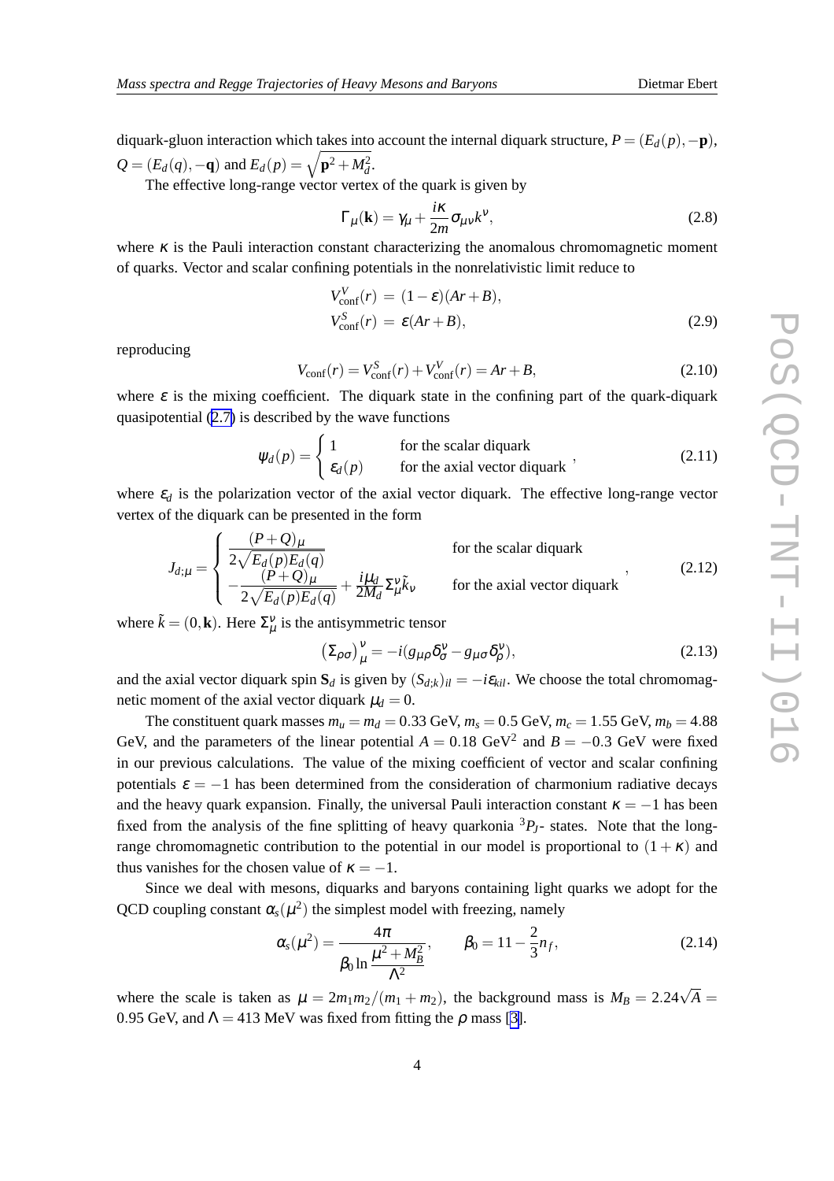diquark-gluon interaction which takes into account the internal diquark structure, $P = (E_d(p), -\mathbf{p})$, $Q = (E_d(q), -\mathbf{q})$ and $E_d(p) = \sqrt{\mathbf{p}^2 + M_d^2}$.

The effective long-range vector vertex of the quark is given by

$$\Gamma_\mu(\mathbf{k}) = \gamma_\mu + \frac{i\kappa}{2m}\sigma_{\mu\nu}k^\nu, \tag{2.8}$$

where $\kappa$ is the Pauli interaction constant characterizing the anomalous chromomagnetic moment of quarks. Vector and scalar confining potentials in the nonrelativistic limit reduce to

$$\begin{aligned} V^V_{\rm conf}(r) &= (1-\varepsilon)(Ar+B), \\ V^S_{\rm conf}(r) &= \varepsilon(Ar+B), \end{aligned} \tag{2.9}$$

reproducing

$$V_{\rm conf}(r) = V^S_{\rm conf}(r) + V^V_{\rm conf}(r) = Ar + B, \tag{2.10}$$

where $\varepsilon$ is the mixing coefficient. The diquark state in the confining part of the quark-diquark quasipotential (2.7) is described by the wave functions

$$\psi_d(p) = \begin{cases} 1 & \text{for the scalar diquark} \\ \varepsilon_d(p) & \text{for the axial vector diquark} \end{cases}, \tag{2.11}$$

where $\varepsilon_d$ is the polarization vector of the axial vector diquark. The effective long-range vector vertex of the diquark can be presented in the form

$$J_{d;\mu} = \begin{cases} \dfrac{(P+Q)_\mu}{2\sqrt{E_d(p)E_d(q)}} & \text{for the scalar diquark} \\ -\dfrac{(P+Q)_\mu}{2\sqrt{E_d(p)E_d(q)}} + \dfrac{i\mu_d}{2M_d}\Sigma_\mu^\nu \tilde{k}_\nu & \text{for the axial vector diquark} \end{cases}, \tag{2.12}$$

where $\tilde{k} = (0, \mathbf{k})$. Here $\Sigma_\mu^\nu$ is the antisymmetric tensor

$$\left(\Sigma_{\rho\sigma}\right)_\mu^\nu = -i(g_{\mu\rho}\delta^\nu_\sigma - g_{\mu\sigma}\delta^\nu_\rho), \tag{2.13}$$

and the axial vector diquark spin $\mathbf{S}_d$ is given by $(S_{d;k})_{il} = -i\varepsilon_{kil}$. We choose the total chromomagnetic moment of the axial vector diquark $\mu_d = 0$.

The constituent quark masses $m_u = m_d = 0.33$ GeV, $m_s = 0.5$ GeV, $m_c = 1.55$ GeV, $m_b = 4.88$ GeV, and the parameters of the linear potential $A = 0.18$ GeV$^2$ and $B = -0.3$ GeV were fixed in our previous calculations. The value of the mixing coefficient of vector and scalar confining potentials $\varepsilon = -1$ has been determined from the consideration of charmonium radiative decays and the heavy quark expansion. Finally, the universal Pauli interaction constant $\kappa = -1$ has been fixed from the analysis of the fine splitting of heavy quarkonia $^3P_J$- states. Note that the long-range chromomagnetic contribution to the potential in our model is proportional to $(1+\kappa)$ and thus vanishes for the chosen value of $\kappa = -1$.

Since we deal with mesons, diquarks and baryons containing light quarks we adopt for the QCD coupling constant $\alpha_s(\mu^2)$ the simplest model with freezing, namely

$$\alpha_s(\mu^2) = \frac{4\pi}{\beta_0 \ln\dfrac{\mu^2 + M_B^2}{\Lambda^2}}, \qquad \beta_0 = 11 - \frac{2}{3}n_f, \tag{2.14}$$

where the scale is taken as $\mu = 2m_1m_2/(m_1+m_2)$, the background mass is $M_B = 2.24\sqrt{A} = 0.95$ GeV, and $\Lambda = 413$ MeV was fixed from fitting the $\rho$ mass [3].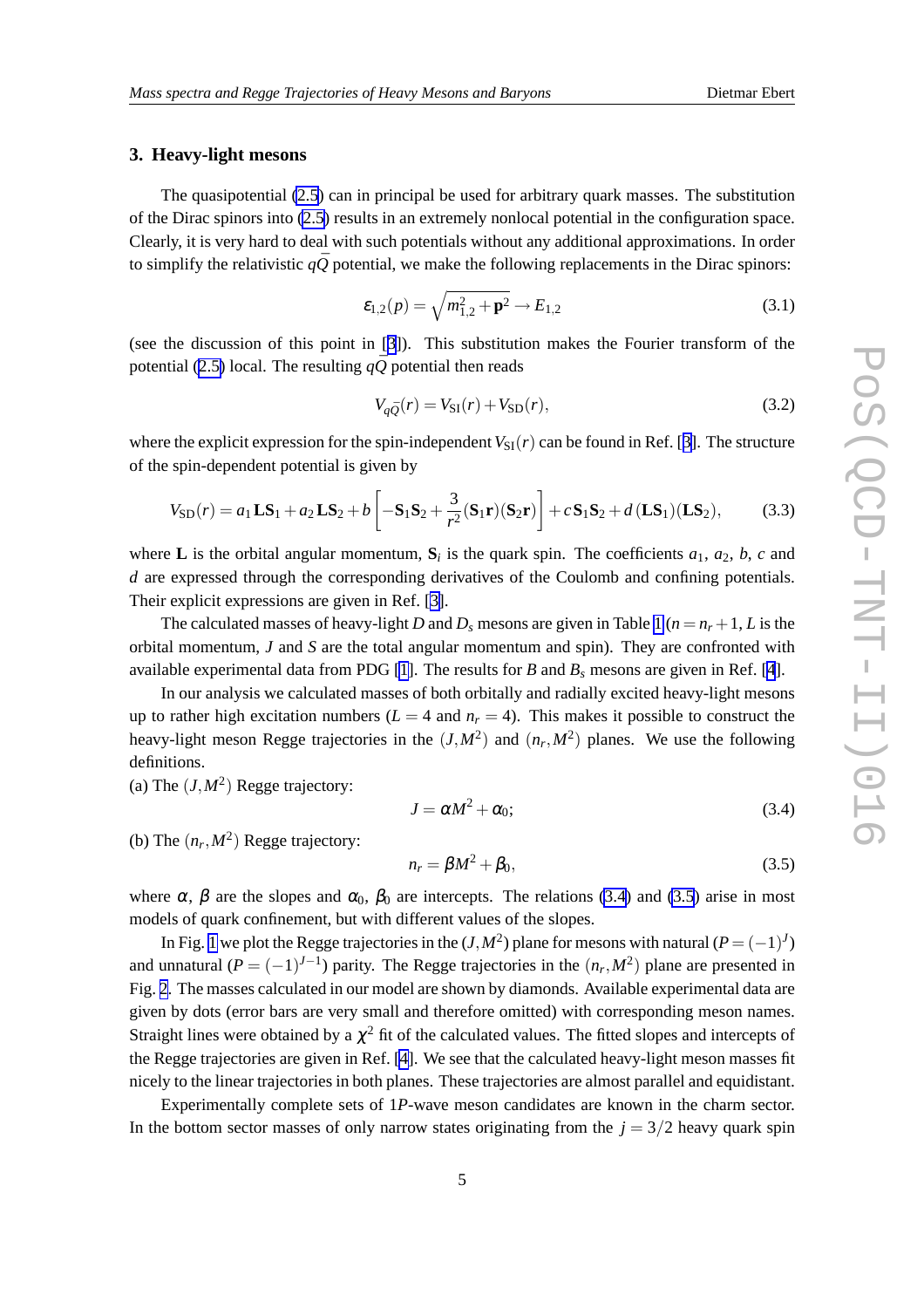## 3. Heavy-light mesons

The quasipotential (2.5) can in principle be used for arbitrary quark masses. The substitution of the Dirac spinors into (2.5) results in an extremely nonlocal potential in the configuration space. Clearly, it is very hard to deal with such potentials without any additional approximations. In order to simplify the relativistic $q\bar{Q}$ potential, we make the following replacements in the Dirac spinors:

$$\varepsilon_{1,2}(p) = \sqrt{m_{1,2}^2 + \mathbf{p}^2} \to E_{1,2} \tag{3.1}$$

(see the discussion of this point in [3]). This substitution makes the Fourier transform of the potential (2.5) local. The resulting $qQ$ potential then reads

$$V_{q\bar{Q}}(r) = V_{\rm SI}(r) + V_{\rm SD}(r), \tag{3.2}$$

where the explicit expression for the spin-independent $V_{\rm SI}(r)$ can be found in Ref. [3]. The structure of the spin-dependent potential is given by

$$V_{\rm SD}(r) = a_1 \mathbf{L}\mathbf{S}_1 + a_2 \mathbf{L}\mathbf{S}_2 + b\left[-\mathbf{S}_1\mathbf{S}_2 + \frac{3}{r^2}(\mathbf{S}_1\mathbf{r})(\mathbf{S}_2\mathbf{r})\right] + c\,\mathbf{S}_1\mathbf{S}_2 + d\,(\mathbf{L}\mathbf{S}_1)(\mathbf{L}\mathbf{S}_2), \tag{3.3}$$

where $\mathbf{L}$ is the orbital angular momentum, $\mathbf{S}_i$ is the quark spin. The coefficients $a_1$, $a_2$, $b$, $c$ and $d$ are expressed through the corresponding derivatives of the Coulomb and confining potentials. Their explicit expressions are given in Ref. [3].

The calculated masses of heavy-light $D$ and $D_s$ mesons are given in Table 1 ($n = n_r + 1$, $L$ is the orbital momentum, $J$ and $S$ are the total angular momentum and spin). They are confronted with available experimental data from PDG [1]. The results for $B$ and $B_s$ mesons are given in Ref. [4].

In our analysis we calculated masses of both orbitally and radially excited heavy-light mesons up to rather high excitation numbers ($L = 4$ and $n_r = 4$). This makes it possible to construct the heavy-light meson Regge trajectories in the $(J, M^2)$ and $(n_r, M^2)$ planes. We use the following definitions.

(a) The $(J, M^2)$ Regge trajectory:

$$J = \alpha M^2 + \alpha_0; \tag{3.4}$$

(b) The $(n_r, M^2)$ Regge trajectory:

$$n_r = \beta M^2 + \beta_0, \tag{3.5}$$

where $\alpha$, $\beta$ are the slopes and $\alpha_0$, $\beta_0$ are intercepts. The relations (3.4) and (3.5) arise in most models of quark confinement, but with different values of the slopes.

In Fig. 1 we plot the Regge trajectories in the $(J, M^2)$ plane for mesons with natural ($P = (-1)^J$) and unnatural ($P = (-1)^{J-1}$) parity. The Regge trajectories in the $(n_r, M^2)$ plane are presented in Fig. 2. The masses calculated in our model are shown by diamonds. Available experimental data are given by dots (error bars are very small and therefore omitted) with corresponding meson names. Straight lines were obtained by a $\chi^2$ fit of the calculated values. The fitted slopes and intercepts of the Regge trajectories are given in Ref. [4]. We see that the calculated heavy-light meson masses fit nicely to the linear trajectories in both planes. These trajectories are almost parallel and equidistant.

Experimentally complete sets of $1P$-wave meson candidates are known in the charm sector. In the bottom sector masses of only narrow states originating from the $j = 3/2$ heavy quark spin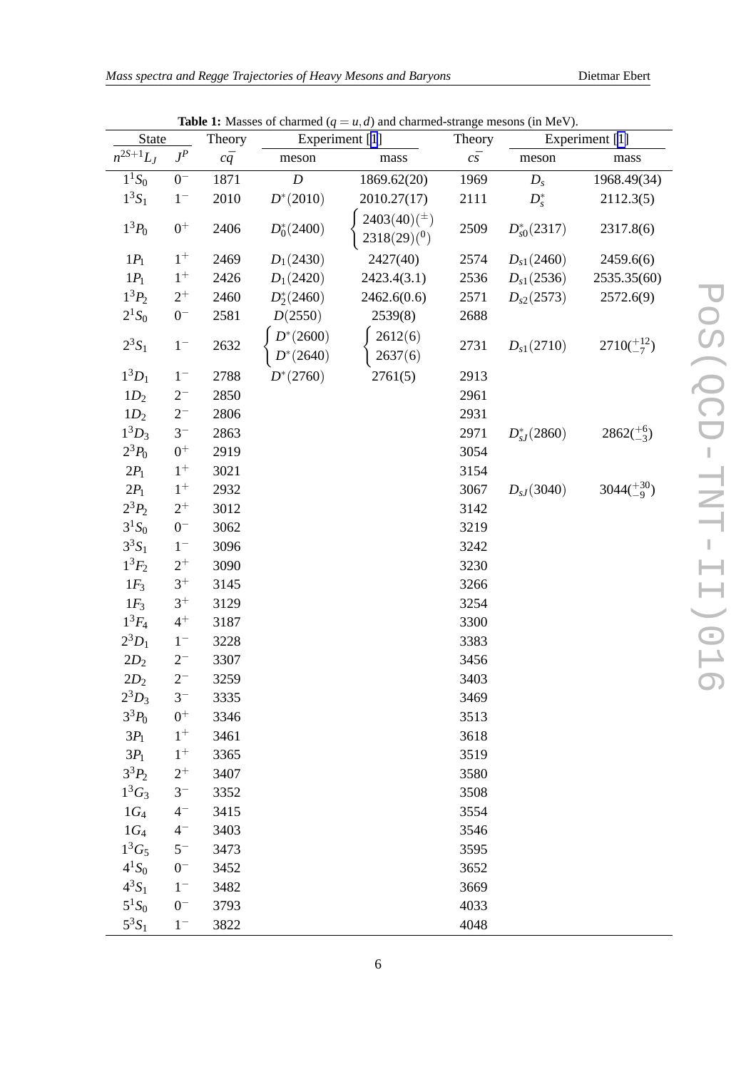**Table 1:** Masses of charmed ($q = u, d$) and charmed-strange mesons (in MeV).

| State | | Theory | Experiment [1] | | Theory | Experiment [1] | |
|---|---|---|---|---|---|---|---|
| $n^{2S+1}L_J$ | $J^P$ | $c\bar{q}$ | meson | mass | $c\bar{s}$ | meson | mass |
| $1^1S_0$ | $0^-$ | 1871 | $D$ | 1869.62(20) | 1969 | $D_s$ | 1968.49(34) |
| $1^3S_1$ | $1^-$ | 2010 | $D^*(2010)$ | 2010.27(17) | 2111 | $D_s^*$ | 2112.3(5) |
| $1^3P_0$ | $0^+$ | 2406 | $D_0^*(2400)$ | 2403(40)$(^{\pm})$; 2318(29)$(^0)$ | 2509 | $D_{s0}^*(2317)$ | 2317.8(6) |
| $1P_1$ | $1^+$ | 2469 | $D_1(2430)$ | 2427(40) | 2574 | $D_{s1}(2460)$ | 2459.6(6) |
| $1P_1$ | $1^+$ | 2426 | $D_1(2420)$ | 2423.4(3.1) | 2536 | $D_{s1}(2536)$ | 2535.35(60) |
| $1^3P_2$ | $2^+$ | 2460 | $D_2^*(2460)$ | 2462.6(0.6) | 2571 | $D_{s2}(2573)$ | 2572.6(9) |
| $2^1S_0$ | $0^-$ | 2581 | $D(2550)$ | 2539(8) | 2688 | | |
| $2^3S_1$ | $1^-$ | 2632 | $D^*(2600)$; $D^*(2640)$ | 2612(6); 2637(6) | 2731 | $D_{s1}(2710)$ | $2710(^{+12}_{-7})$ |
| $1^3D_1$ | $1^-$ | 2788 | $D^*(2760)$ | 2761(5) | 2913 | | |
| $1D_2$ | $2^-$ | 2850 | | | 2961 | | |
| $1D_2$ | $2^-$ | 2806 | | | 2931 | | |
| $1^3D_3$ | $3^-$ | 2863 | | | 2971 | $D_{sJ}^*(2860)$ | $2862(^{+6}_{-3})$ |
| $2^3P_0$ | $0^+$ | 2919 | | | 3054 | | |
| $2P_1$ | $1^+$ | 3021 | | | 3154 | | |
| $2P_1$ | $1^+$ | 2932 | | | 3067 | $D_{sJ}(3040)$ | $3044(^{+30}_{-9})$ |
| $2^3P_2$ | $2^+$ | 3012 | | | 3142 | | |
| $3^1S_0$ | $0^-$ | 3062 | | | 3219 | | |
| $3^3S_1$ | $1^-$ | 3096 | | | 3242 | | |
| $1^3F_2$ | $2^+$ | 3090 | | | 3230 | | |
| $1F_3$ | $3^+$ | 3145 | | | 3266 | | |
| $1F_3$ | $3^+$ | 3129 | | | 3254 | | |
| $1^3F_4$ | $4^+$ | 3187 | | | 3300 | | |
| $2^3D_1$ | $1^-$ | 3228 | | | 3383 | | |
| $2D_2$ | $2^-$ | 3307 | | | 3456 | | |
| $2D_2$ | $2^-$ | 3259 | | | 3403 | | |
| $2^3D_3$ | $3^-$ | 3335 | | | 3469 | | |
| $3^3P_0$ | $0^+$ | 3346 | | | 3513 | | |
| $3P_1$ | $1^+$ | 3461 | | | 3618 | | |
| $3P_1$ | $1^+$ | 3365 | | | 3519 | | |
| $3^3P_2$ | $2^+$ | 3407 | | | 3580 | | |
| $1^3G_3$ | $3^-$ | 3352 | | | 3508 | | |
| $1G_4$ | $4^-$ | 3415 | | | 3554 | | |
| $1G_4$ | $4^-$ | 3403 | | | 3546 | | |
| $1^3G_5$ | $5^-$ | 3473 | | | 3595 | | |
| $4^1S_0$ | $0^-$ | 3452 | | | 3652 | | |
| $4^3S_1$ | $1^-$ | 3482 | | | 3669 | | |
| $5^1S_0$ | $0^-$ | 3793 | | | 4033 | | |
| $5^3S_1$ | $1^-$ | 3822 | | | 4048 | | |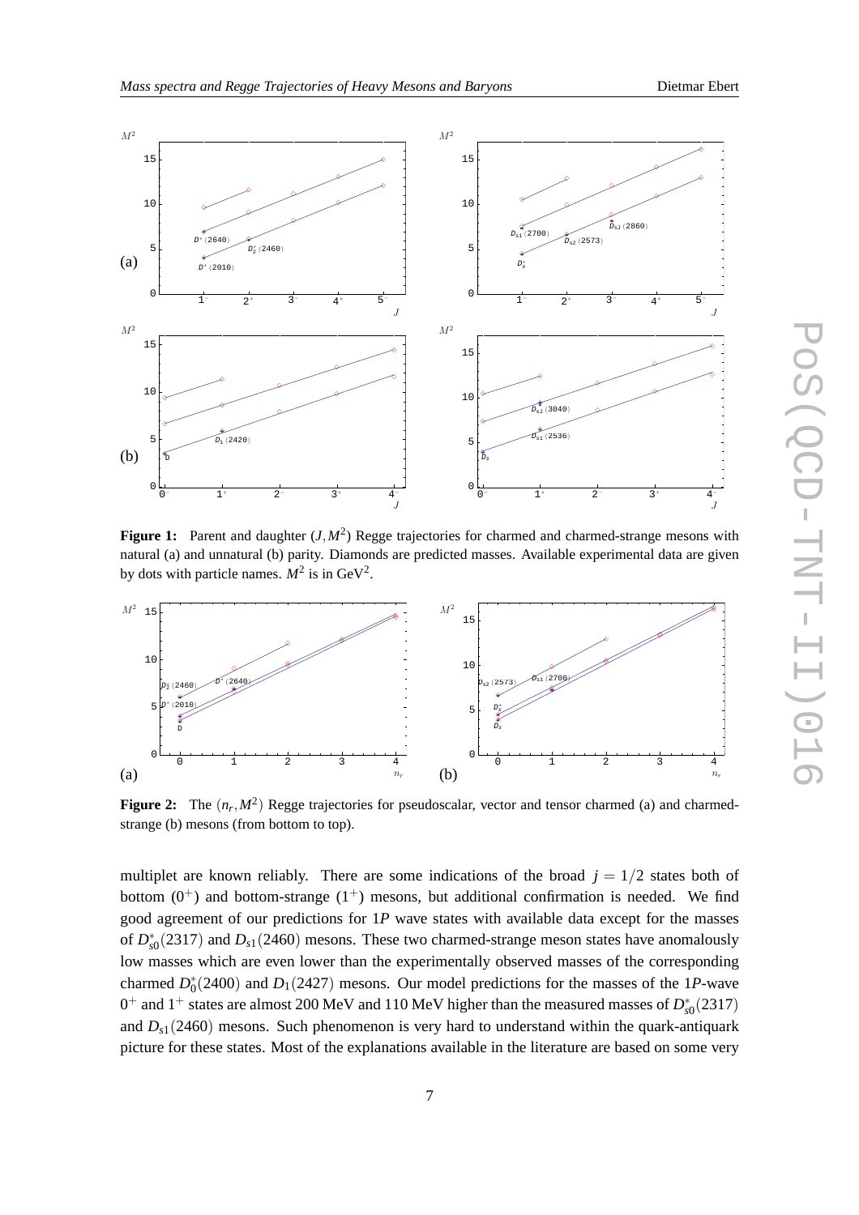**Figure 1:** Parent and daughter $(J, M^2)$ Regge trajectories for charmed and charmed-strange mesons with natural (a) and unnatural (b) parity. Diamonds are predicted masses. Available experimental data are given by dots with particle names. $M^2$ is in GeV$^2$.

**Figure 2:** The $(n_r, M^2)$ Regge trajectories for pseudoscalar, vector and tensor charmed (a) and charmed-strange (b) mesons (from bottom to top).

multiplet are known reliably. There are some indications of the broad $j = 1/2$ states both of bottom ($0^+$) and bottom-strange ($1^+$) mesons, but additional confirmation is needed. We find good agreement of our predictions for $1P$ wave states with available data except for the masses of $D^*_{s0}(2317)$ and $D_{s1}(2460)$ mesons. These two charmed-strange meson states have anomalously low masses which are even lower than the experimentally observed masses of the corresponding charmed $D^*_0(2400)$ and $D_1(2427)$ mesons. Our model predictions for the masses of the $1P$-wave $0^+$ and $1^+$ states are almost 200 MeV and 110 MeV higher than the measured masses of $D^*_{s0}(2317)$ and $D_{s1}(2460)$ mesons. Such phenomenon is very hard to understand within the quark-antiquark picture for these states. Most of the explanations available in the literature are based on some very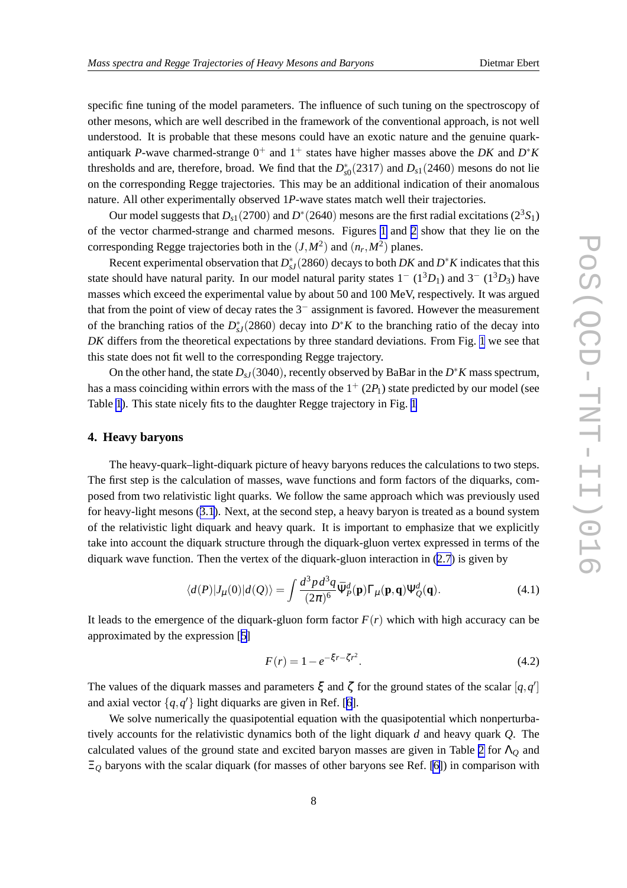specific fine tuning of the model parameters. The influence of such tuning on the spectroscopy of other mesons, which are well described in the framework of the conventional approach, is not well understood. It is probable that these mesons could have an exotic nature and the genuine quark-antiquark $P$-wave charmed-strange $0^+$ and $1^+$ states have higher masses above the $DK$ and $D^*K$ thresholds and are, therefore, broad. We find that the $D^*_{s0}(2317)$ and $D_{s1}(2460)$ mesons do not lie on the corresponding Regge trajectories. This may be an additional indication of their anomalous nature. All other experimentally observed $1P$-wave states match well their trajectories.

Our model suggests that $D_{s1}(2700)$ and $D^*(2640)$ mesons are the first radial excitations $(2^3S_1)$ of the vector charmed-strange and charmed mesons. Figures 1 and 2 show that they lie on the corresponding Regge trajectories both in the $(J, M^2)$ and $(n_r, M^2)$ planes.

Recent experimental observation that $D^*_{sJ}(2860)$ decays to both $DK$ and $D^*K$ indicates that this state should have natural parity. In our model natural parity states $1^-$ $(1^3D_1)$ and $3^-$ $(1^3D_3)$ have masses which exceed the experimental value by about 50 and 100 MeV, respectively. It was argued that from the point of view of decay rates the $3^-$ assignment is favored. However the measurement of the branching ratios of the $D^*_{sJ}(2860)$ decay into $D^*K$ to the branching ratio of the decay into $DK$ differs from the theoretical expectations by three standard deviations. From Fig. 1 we see that this state does not fit well to the corresponding Regge trajectory.

On the other hand, the state $D_{sJ}(3040)$, recently observed by BaBar in the $D^*K$ mass spectrum, has a mass coinciding within errors with the mass of the $1^+$ $(2P_1)$ state predicted by our model (see Table 1). This state nicely fits to the daughter Regge trajectory in Fig. 1

## 4. Heavy baryons

The heavy-quark–light-diquark picture of heavy baryons reduces the calculations to two steps. The first step is the calculation of masses, wave functions and form factors of the diquarks, composed from two relativistic light quarks. We follow the same approach which was previously used for heavy-light mesons (3.1). Next, at the second step, a heavy baryon is treated as a bound system of the relativistic light diquark and heavy quark. It is important to emphasize that we explicitly take into account the diquark structure through the diquark-gluon vertex expressed in terms of the diquark wave function. Then the vertex of the diquark-gluon interaction in (2.7) is given by

$$\langle d(P)|J_\mu(0)|d(Q)\rangle = \int \frac{d^3p\, d^3q}{(2\pi)^6} \bar{\Psi}^d_P(\mathbf{p})\Gamma_\mu(\mathbf{p},\mathbf{q})\Psi^d_Q(\mathbf{q}). \tag{4.1}$$

It leads to the emergence of the diquark-gluon form factor $F(r)$ which with high accuracy can be approximated by the expression [5]

$$F(r) = 1 - e^{-\xi r - \zeta r^2}. \tag{4.2}$$

The values of the diquark masses and parameters $\xi$ and $\zeta$ for the ground states of the scalar $[q, q']$ and axial vector $\{q, q'\}$ light diquarks are given in Ref. [6].

We solve numerically the quasipotential equation with the quasipotential which nonperturbatively accounts for the relativistic dynamics both of the light diquark $d$ and heavy quark $Q$. The calculated values of the ground state and excited baryon masses are given in Table 2 for $\Lambda_Q$ and $\Xi_Q$ baryons with the scalar diquark (for masses of other baryons see Ref. [6]) in comparison with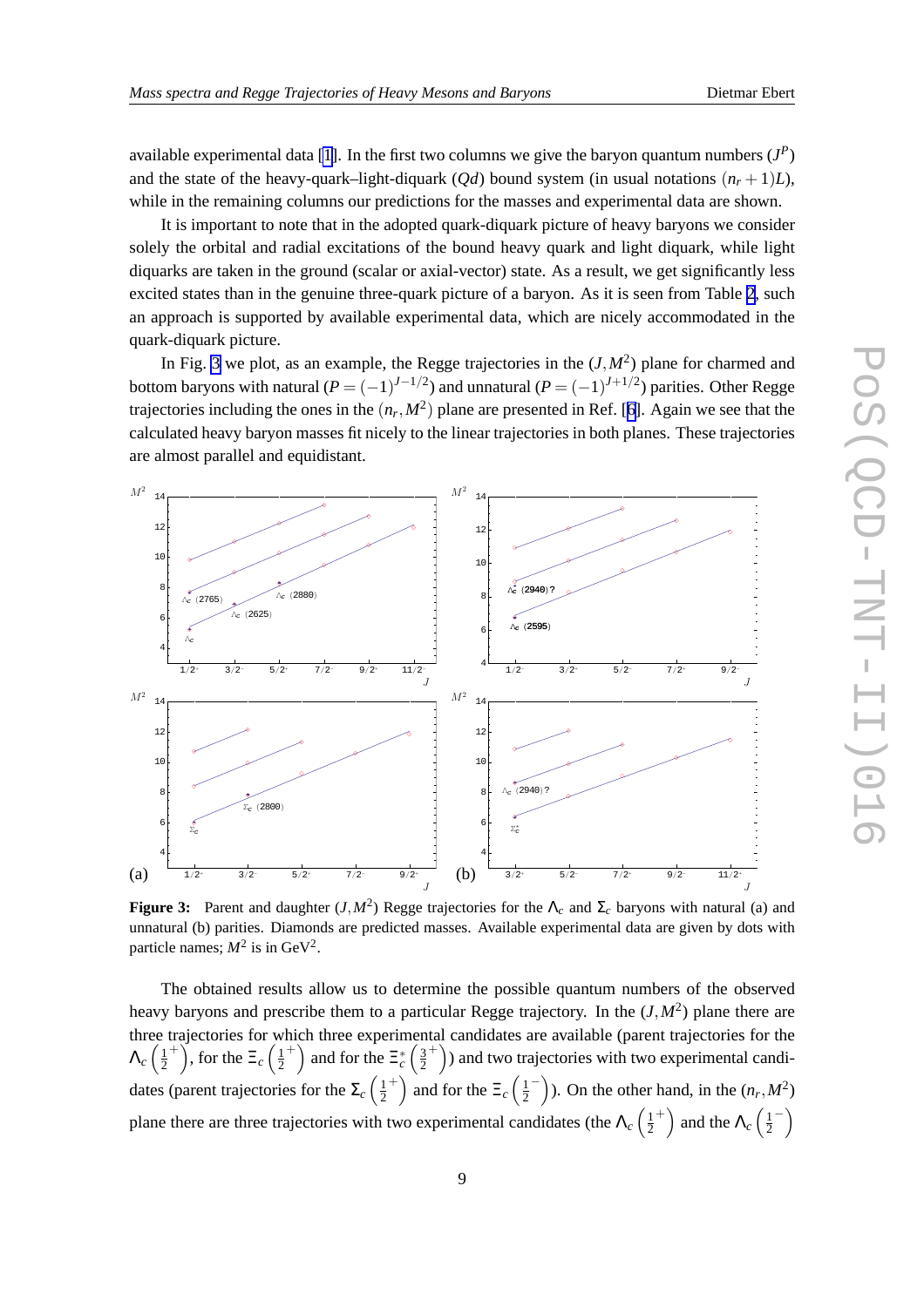available experimental data [1]. In the first two columns we give the baryon quantum numbers ($J^P$) and the state of the heavy-quark–light-diquark ($Qd$) bound system (in usual notations $(n_r+1)L$), while in the remaining columns our predictions for the masses and experimental data are shown.

It is important to note that in the adopted quark-diquark picture of heavy baryons we consider solely the orbital and radial excitations of the bound heavy quark and light diquark, while light diquarks are taken in the ground (scalar or axial-vector) state. As a result, we get significantly less excited states than in the genuine three-quark picture of a baryon. As it is seen from Table 2, such an approach is supported by available experimental data, which are nicely accommodated in the quark-diquark picture.

In Fig. 3 we plot, as an example, the Regge trajectories in the $(J, M^2)$ plane for charmed and bottom baryons with natural ($P = (-1)^{J-1/2}$) and unnatural ($P = (-1)^{J+1/2}$) parities. Other Regge trajectories including the ones in the $(n_r, M^2)$ plane are presented in Ref. [6]. Again we see that the calculated heavy baryon masses fit nicely to the linear trajectories in both planes. These trajectories are almost parallel and equidistant.

**Figure 3:** Parent and daughter $(J, M^2)$ Regge trajectories for the $\Lambda_c$ and $\Sigma_c$ baryons with natural (a) and unnatural (b) parities. Diamonds are predicted masses. Available experimental data are given by dots with particle names; $M^2$ is in GeV$^2$.

The obtained results allow us to determine the possible quantum numbers of the observed heavy baryons and prescribe them to a particular Regge trajectory. In the $(J, M^2)$ plane there are three trajectories for which three experimental candidates are available (parent trajectories for the $\Lambda_c\left(\frac{1}{2}^+\right)$, for the $\Xi_c\left(\frac{1}{2}^+\right)$ and for the $\Xi_c^*\left(\frac{3}{2}^+\right)$) and two trajectories with two experimental candidates (parent trajectories for the $\Sigma_c\left(\frac{1}{2}^+\right)$ and for the $\Xi_c\left(\frac{1}{2}^-\right)$). On the other hand, in the $(n_r, M^2)$ plane there are three trajectories with two experimental candidates (the $\Lambda_c\left(\frac{1}{2}^+\right)$ and the $\Lambda_c\left(\frac{1}{2}^-\right)$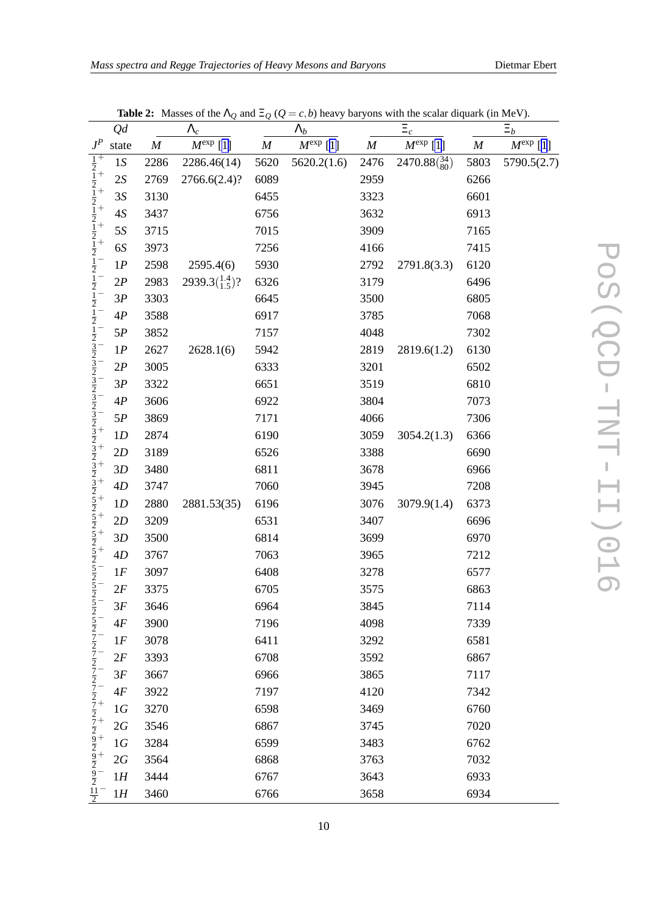**Table 2:** Masses of the $\Lambda_Q$ and $\Xi_Q$ ($Q = c, b$) heavy baryons with the scalar diquark (in MeV).

| | $Qd$ | $\Lambda_c$ | | $\Lambda_b$ | | $\Xi_c$ | | $\Xi_b$ | |
|---|---|---|---|---|---|---|---|---|---|
| $J^P$ | state | $M$ | $M^{\rm exp}$ [1] | $M$ | $M^{\rm exp}$ [1] | $M$ | $M^{\rm exp}$ [1] | $M$ | $M^{\rm exp}$ [1] |
| $\frac{1}{2}^+$ | $1S$ | 2286 | 2286.46(14) | 5620 | 5620.2(1.6) | 2476 | $2470.88(^{34}_{80})$ | 5803 | 5790.5(2.7) |
| $\frac{1}{2}^+$ | $2S$ | 2769 | 2766.6(2.4)? | 6089 | | 2959 | | 6266 | |
| $\frac{1}{2}^+$ | $3S$ | 3130 | | 6455 | | 3323 | | 6601 | |
| $\frac{1}{2}^+$ | $4S$ | 3437 | | 6756 | | 3632 | | 6913 | |
| $\frac{1}{2}^+$ | $5S$ | 3715 | | 7015 | | 3909 | | 7165 | |
| $\frac{1}{2}^+$ | $6S$ | 3973 | | 7256 | | 4166 | | 7415 | |
| $\frac{1}{2}^-$ | $1P$ | 2598 | 2595.4(6) | 5930 | | 2792 | 2791.8(3.3) | 6120 | |
| $\frac{1}{2}^-$ | $2P$ | 2983 | $2939.3(^{1.4}_{1.5})$? | 6326 | | 3179 | | 6496 | |
| $\frac{1}{2}^-$ | $3P$ | 3303 | | 6645 | | 3500 | | 6805 | |
| $\frac{1}{2}^-$ | $4P$ | 3588 | | 6917 | | 3785 | | 7068 | |
| $\frac{1}{2}^-$ | $5P$ | 3852 | | 7157 | | 4048 | | 7302 | |
| $\frac{3}{2}^-$ | $1P$ | 2627 | 2628.1(6) | 5942 | | 2819 | 2819.6(1.2) | 6130 | |
| $\frac{3}{2}^-$ | $2P$ | 3005 | | 6333 | | 3201 | | 6502 | |
| $\frac{3}{2}^-$ | $3P$ | 3322 | | 6651 | | 3519 | | 6810 | |
| $\frac{3}{2}^-$ | $4P$ | 3606 | | 6922 | | 3804 | | 7073 | |
| $\frac{3}{2}^-$ | $5P$ | 3869 | | 7171 | | 4066 | | 7306 | |
| $\frac{3}{2}^+$ | $1D$ | 2874 | | 6190 | | 3059 | 3054.2(1.3) | 6366 | |
| $\frac{3}{2}^+$ | $2D$ | 3189 | | 6526 | | 3388 | | 6690 | |
| $\frac{3}{2}^+$ | $3D$ | 3480 | | 6811 | | 3678 | | 6966 | |
| $\frac{3}{2}^+$ | $4D$ | 3747 | | 7060 | | 3945 | | 7208 | |
| $\frac{5}{2}^+$ | $1D$ | 2880 | 2881.53(35) | 6196 | | 3076 | 3079.9(1.4) | 6373 | |
| $\frac{5}{2}^+$ | $2D$ | 3209 | | 6531 | | 3407 | | 6696 | |
| $\frac{5}{2}^+$ | $3D$ | 3500 | | 6814 | | 3699 | | 6970 | |
| $\frac{5}{2}^+$ | $4D$ | 3767 | | 7063 | | 3965 | | 7212 | |
| $\frac{5}{2}^-$ | $1F$ | 3097 | | 6408 | | 3278 | | 6577 | |
| $\frac{5}{2}^-$ | $2F$ | 3375 | | 6705 | | 3575 | | 6863 | |
| $\frac{5}{2}^-$ | $3F$ | 3646 | | 6964 | | 3845 | | 7114 | |
| $\frac{5}{2}^-$ | $4F$ | 3900 | | 7196 | | 4098 | | 7339 | |
| $\frac{7}{2}^-$ | $1F$ | 3078 | | 6411 | | 3292 | | 6581 | |
| $\frac{7}{2}^-$ | $2F$ | 3393 | | 6708 | | 3592 | | 6867 | |
| $\frac{7}{2}^-$ | $3F$ | 3667 | | 6966 | | 3865 | | 7117 | |
| $\frac{7}{2}^-$ | $4F$ | 3922 | | 7197 | | 4120 | | 7342 | |
| $\frac{7}{2}^+$ | $1G$ | 3270 | | 6598 | | 3469 | | 6760 | |
| $\frac{7}{2}^+$ | $2G$ | 3546 | | 6867 | | 3745 | | 7020 | |
| $\frac{9}{2}^+$ | $1G$ | 3284 | | 6599 | | 3483 | | 6762 | |
| $\frac{9}{2}^+$ | $2G$ | 3564 | | 6868 | | 3763 | | 7032 | |
| $\frac{9}{2}^-$ | $1H$ | 3444 | | 6767 | | 3643 | | 6933 | |
| $\frac{11}{2}^-$ | $1H$ | 3460 | | 6766 | | 3658 | | 6934 | |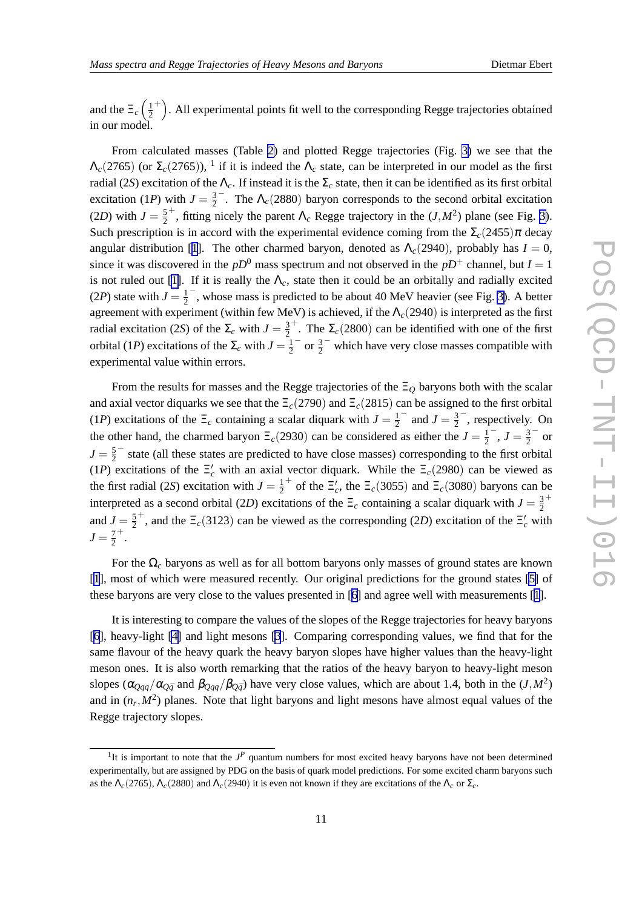and the $\Xi_c\left(\frac{1}{2}^+\right)$. All experimental points fit well to the corresponding Regge trajectories obtained in our model.

From calculated masses (Table 2) and plotted Regge trajectories (Fig. 3) we see that the $\Lambda_c(2765)$ (or $\Sigma_c(2765)$), [1] if it is indeed the $\Lambda_c$ state, can be interpreted in our model as the first radial ($2S$) excitation of the $\Lambda_c$. If instead it is the $\Sigma_c$ state, then it can be identified as its first orbital excitation ($1P$) with $J=\frac{3}{2}^-$. The $\Lambda_c(2880)$ baryon corresponds to the second orbital excitation ($2D$) with $J=\frac{5}{2}^+$, fitting nicely the parent $\Lambda_c$ Regge trajectory in the $(J,M^2)$ plane (see Fig. 3). Such prescription is in accord with the experimental evidence coming from the $\Sigma_c(2455)\pi$ decay angular distribution [1]. The other charmed baryon, denoted as $\Lambda_c(2940)$, probably has $I=0$, since it was discovered in the $pD^0$ mass spectrum and not observed in the $pD^+$ channel, but $I=1$ is not ruled out [1]. If it is really the $\Lambda_c$, state then it could be an orbitally and radially excited ($2P$) state with $J=\frac{1}{2}^-$, whose mass is predicted to be about 40 MeV heavier (see Fig. 3). A better agreement with experiment (within few MeV) is achieved, if the $\Lambda_c(2940)$ is interpreted as the first radial excitation ($2S$) of the $\Sigma_c$ with $J=\frac{3}{2}^+$. The $\Sigma_c(2800)$ can be identified with one of the first orbital ($1P$) excitations of the $\Sigma_c$ with $J=\frac{1}{2}^-$ or $\frac{3}{2}^-$ which have very close masses compatible with experimental value within errors.

From the results for masses and the Regge trajectories of the $\Xi_Q$ baryons both with the scalar and axial vector diquarks we see that the $\Xi_c(2790)$ and $\Xi_c(2815)$ can be assigned to the first orbital ($1P$) excitations of the $\Xi_c$ containing a scalar diquark with $J=\frac{1}{2}^-$ and $J=\frac{3}{2}^-$, respectively. On the other hand, the charmed baryon $\Xi_c(2930)$ can be considered as either the $J=\frac{1}{2}^-$, $J=\frac{3}{2}^-$ or $J=\frac{5}{2}^-$ state (all these states are predicted to have close masses) corresponding to the first orbital ($1P$) excitations of the $\Xi_c'$ with an axial vector diquark. While the $\Xi_c(2980)$ can be viewed as the first radial ($2S$) excitation with $J=\frac{1}{2}^+$ of the $\Xi_c'$, the $\Xi_c(3055)$ and $\Xi_c(3080)$ baryons can be interpreted as a second orbital ($2D$) excitations of the $\Xi_c$ containing a scalar diquark with $J=\frac{3}{2}^+$ and $J=\frac{5}{2}^+$, and the $\Xi_c(3123)$ can be viewed as the corresponding ($2D$) excitation of the $\Xi_c'$ with $J=\frac{7}{2}^+$.

For the $\Omega_c$ baryons as well as for all bottom baryons only masses of ground states are known [1], most of which were measured recently. Our original predictions for the ground states [5] of these baryons are very close to the values presented in [6] and agree well with measurements [1].

It is interesting to compare the values of the slopes of the Regge trajectories for heavy baryons [6], heavy-light [4] and light mesons [3]. Comparing corresponding values, we find that for the same flavour of the heavy quark the heavy baryon slopes have higher values than the heavy-light meson ones. It is also worth remarking that the ratios of the heavy baryon to heavy-light meson slopes ($\alpha_{Qqq}/\alpha_{Q\bar{q}}$ and $\beta_{Qqq}/\beta_{Q\bar{q}}$) have very close values, which are about 1.4, both in the $(J,M^2)$ and in $(n_r,M^2)$ planes. Note that light baryons and light mesons have almost equal values of the Regge trajectory slopes.

[1] It is important to note that the $J^P$ quantum numbers for most excited heavy baryons have not been determined experimentally, but are assigned by PDG on the basis of quark model predictions. For some excited charm baryons such as the $\Lambda_c(2765)$, $\Lambda_c(2880)$ and $\Lambda_c(2940)$ it is even not known if they are excitations of the $\Lambda_c$ or $\Sigma_c$.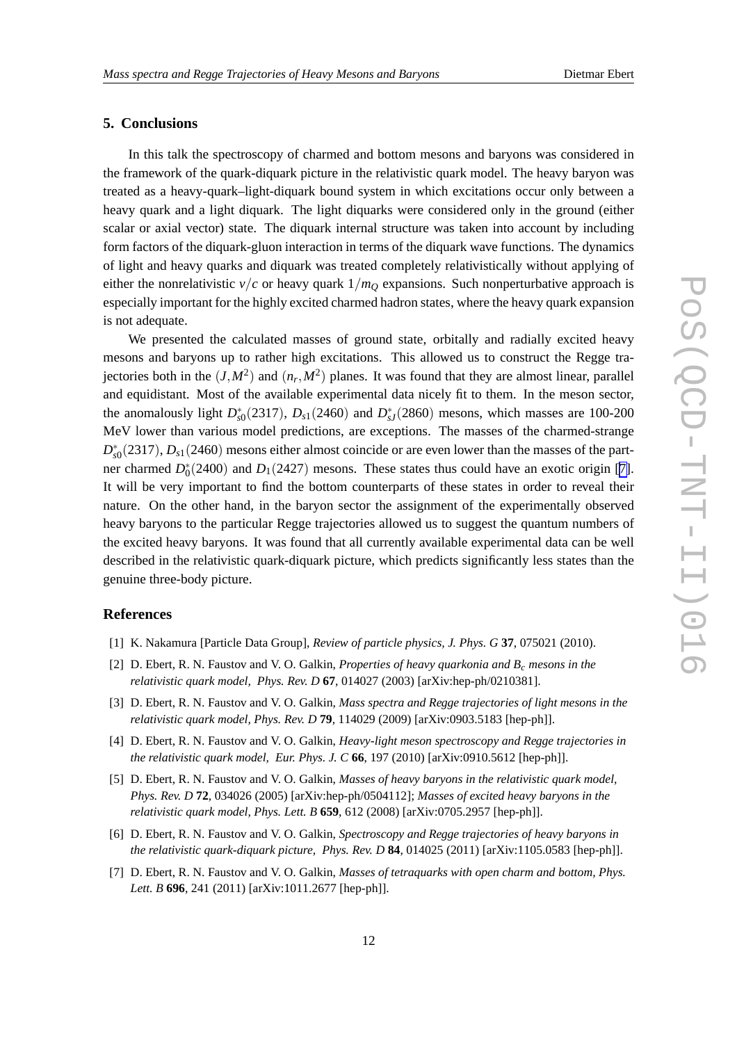## 5. Conclusions

In this talk the spectroscopy of charmed and bottom mesons and baryons was considered in the framework of the quark-diquark picture in the relativistic quark model. The heavy baryon was treated as a heavy-quark–light-diquark bound system in which excitations occur only between a heavy quark and a light diquark. The light diquarks were considered only in the ground (either scalar or axial vector) state. The diquark internal structure was taken into account by including form factors of the diquark-gluon interaction in terms of the diquark wave functions. The dynamics of light and heavy quarks and diquark was treated completely relativistically without applying of either the nonrelativistic $v/c$ or heavy quark $1/m_Q$ expansions. Such nonperturbative approach is especially important for the highly excited charmed hadron states, where the heavy quark expansion is not adequate.

We presented the calculated masses of ground state, orbitally and radially excited heavy mesons and baryons up to rather high excitations. This allowed us to construct the Regge trajectories both in the $(J, M^2)$ and $(n_r, M^2)$ planes. It was found that they are almost linear, parallel and equidistant. Most of the available experimental data nicely fit to them. In the meson sector, the anomalously light $D^*_{s0}(2317)$, $D_{s1}(2460)$ and $D^*_{sJ}(2860)$ mesons, which masses are 100-200 MeV lower than various model predictions, are exceptions. The masses of the charmed-strange $D^*_{s0}(2317)$, $D_{s1}(2460)$ mesons either almost coincide or are even lower than the masses of the partner charmed $D^*_0(2400)$ and $D_1(2427)$ mesons. These states thus could have an exotic origin [7]. It will be very important to find the bottom counterparts of these states in order to reveal their nature. On the other hand, in the baryon sector the assignment of the experimentally observed heavy baryons to the particular Regge trajectories allowed us to suggest the quantum numbers of the excited heavy baryons. It was found that all currently available experimental data can be well described in the relativistic quark-diquark picture, which predicts significantly less states than the genuine three-body picture.

## References

[1] K. Nakamura [Particle Data Group], *Review of particle physics, J. Phys. G* **37**, 075021 (2010).

[2] D. Ebert, R. N. Faustov and V. O. Galkin, *Properties of heavy quarkonia and $B_c$ mesons in the relativistic quark model, Phys. Rev. D* **67**, 014027 (2003) [arXiv:hep-ph/0210381].

[3] D. Ebert, R. N. Faustov and V. O. Galkin, *Mass spectra and Regge trajectories of light mesons in the relativistic quark model, Phys. Rev. D* **79**, 114029 (2009) [arXiv:0903.5183 [hep-ph]].

[4] D. Ebert, R. N. Faustov and V. O. Galkin, *Heavy-light meson spectroscopy and Regge trajectories in the relativistic quark model, Eur. Phys. J. C* **66**, 197 (2010) [arXiv:0910.5612 [hep-ph]].

[5] D. Ebert, R. N. Faustov and V. O. Galkin, *Masses of heavy baryons in the relativistic quark model, Phys. Rev. D* **72**, 034026 (2005) [arXiv:hep-ph/0504112]; *Masses of excited heavy baryons in the relativistic quark model, Phys. Lett. B* **659**, 612 (2008) [arXiv:0705.2957 [hep-ph]].

[6] D. Ebert, R. N. Faustov and V. O. Galkin, *Spectroscopy and Regge trajectories of heavy baryons in the relativistic quark-diquark picture, Phys. Rev. D* **84**, 014025 (2011) [arXiv:1105.0583 [hep-ph]].

[7] D. Ebert, R. N. Faustov and V. O. Galkin, *Masses of tetraquarks with open charm and bottom, Phys. Lett. B* **696**, 241 (2011) [arXiv:1011.2677 [hep-ph]].